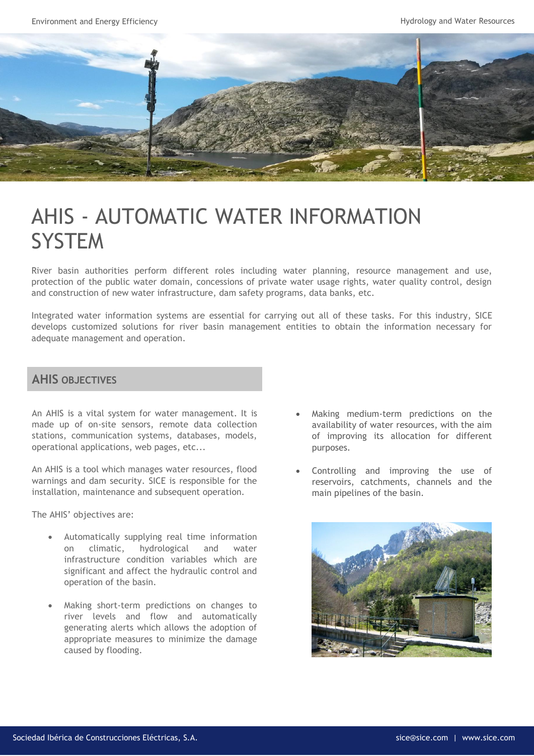# AHIS - AUTOMATIC WATER INFORMATION SYSTEM

River basin authorities perform different roles including water planning, resource management and use, protection of the public water domain, concessions of private water usage rights, water quality control, design and construction of new water infrastructure, dam safety programs, data banks, etc.

Integrated water information systems are essential for carrying out all of these tasks. For this industry, SICE develops customized solutions for river basin management entities to obtain the information necessary for adequate management and operation.

## AHIS OBJECTIVES

An AHIS is a vital system for water management. It is made up of on-site sensors, remote data collection stations, communication systems, databases, models, operational applications, web pages, etc...

An AHIS is a tool which manages water resources, flood warnings and dam security. SICE is responsible for the installation, maintenance and subsequent operation.

The AHIS' objectives are:

- Automatically supplying real time information on climatic, hydrological and water infrastructure condition variables which are significant and affect the hydraulic control and operation of the basin.
- Making short-term predictions on changes to river levels and flow and automatically generating alerts which allows the adoption of appropriate measures to minimize the damage caused by flooding.
- Making medium-term predictions on the availability of water resources, with the aim of improving its allocation for different purposes.
- Controlling and improving the use of reservoirs, catchments, channels and the main pipelines of the basin.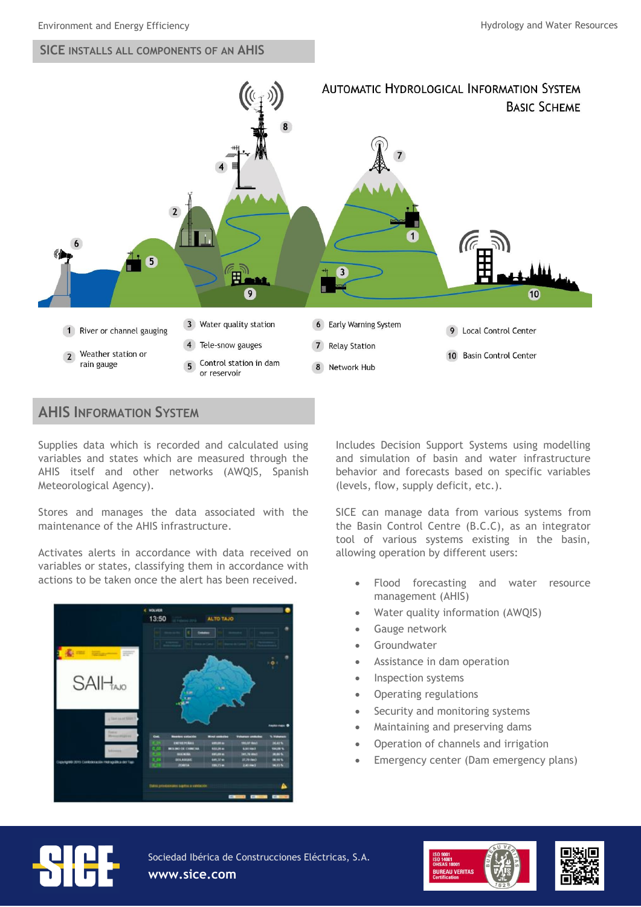## SICE installs all components of an AHIS

Automatic Hydrological Information System
Basic Scheme

1 River or channel gauging
2 Weather station or rain gauge
3 Water quality station
4 Tele-snow gauges
5 Control station in dam or reservoir
6 Early Warning System
7 Relay Station
8 Network Hub
9 Local Control Center
10 Basin Control Center

## AHIS Information System

Supplies data which is recorded and calculated using variables and states which are measured through the AHIS itself and other networks (AWQIS, Spanish Meteorological Agency).

Stores and manages the data associated with the maintenance of the AHIS infrastructure.

Activates alerts in accordance with data received on variables or states, classifying them in accordance with actions to be taken once the alert has been received.

Includes Decision Support Systems using modelling and simulation of basin and water infrastructure behavior and forecasts based on specific variables (levels, flow, supply deficit, etc.).

SICE can manage data from various systems from the Basin Control Centre (B.C.C), as an integrator tool of various systems existing in the basin, allowing operation by different users:

- Flood forecasting and water resource management (AHIS)
- Water quality information (AWQIS)
- Gauge network
- Groundwater
- Assistance in dam operation
- Inspection systems
- Operating regulations
- Security and monitoring systems
- Maintaining and preserving dams
- Operation of channels and irrigation
- Emergency center (Dam emergency plans)

Sociedad Ibérica de Construcciones Eléctricas, S.A.
**www.sice.com**